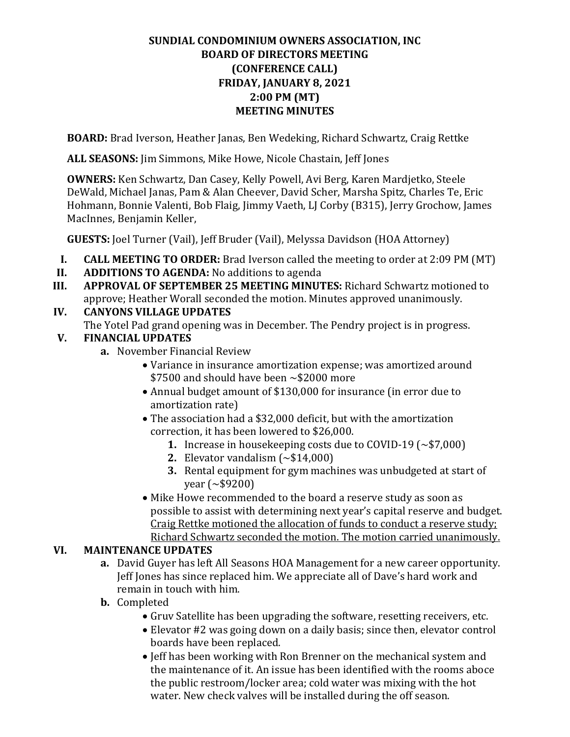# SUNDIAL CONDOMINIUM OWNERS ASSOCIATION, INC
## BOARD OF DIRECTORS MEETING
## (CONFERENCE CALL)
## FRIDAY, JANUARY 8, 2021
## 2:00 PM (MT)
## MEETING MINUTES

**BOARD:** Brad Iverson, Heather Janas, Ben Wedeking, Richard Schwartz, Craig Rettke

**ALL SEASONS:** Jim Simmons, Mike Howe, Nicole Chastain, Jeff Jones

**OWNERS:** Ken Schwartz, Dan Casey, Kelly Powell, Avi Berg, Karen Mardjetko, Steele DeWald, Michael Janas, Pam & Alan Cheever, David Scher, Marsha Spitz, Charles Te, Eric Hohmann, Bonnie Valenti, Bob Flaig, Jimmy Vaeth, LJ Corby (B315), Jerry Grochow, James MacInnes, Benjamin Keller,

**GUESTS:** Joel Turner (Vail), Jeff Bruder (Vail), Melyssa Davidson (HOA Attorney)

I. **CALL MEETING TO ORDER:** Brad Iverson called the meeting to order at 2:09 PM (MT)

II. **ADDITIONS TO AGENDA:** No additions to agenda

III. **APPROVAL OF SEPTEMBER 25 MEETING MINUTES:** Richard Schwartz motioned to approve; Heather Worall seconded the motion. Minutes approved unanimously.

IV. **CANYONS VILLAGE UPDATES**

The Yotel Pad grand opening was in December. The Pendry project is in progress.

V. **FINANCIAL UPDATES**

a. November Financial Review
   - Variance in insurance amortization expense; was amortized around \$7500 and should have been ~\$2000 more
   - Annual budget amount of \$130,000 for insurance (in error due to amortization rate)
   - The association had a \$32,000 deficit, but with the amortization correction, it has been lowered to \$26,000.
     1. Increase in housekeeping costs due to COVID-19 (~\$7,000)
     2. Elevator vandalism (~\$14,000)
     3. Rental equipment for gym machines was unbudgeted at start of year (~\$9200)
   - Mike Howe recommended to the board a reserve study as soon as possible to assist with determining next year's capital reserve and budget. <u>Craig Rettke motioned the allocation of funds to conduct a reserve study; Richard Schwartz seconded the motion. The motion carried unanimously.</u>

VI. **MAINTENANCE UPDATES**

a. David Guyer has left All Seasons HOA Management for a new career opportunity. Jeff Jones has since replaced him. We appreciate all of Dave's hard work and remain in touch with him.

b. Completed
   - Gruv Satellite has been upgrading the software, resetting receivers, etc.
   - Elevator #2 was going down on a daily basis; since then, elevator control boards have been replaced.
   - Jeff has been working with Ron Brenner on the mechanical system and the maintenance of it. An issue has been identified with the rooms aboce the public restroom/locker area; cold water was mixing with the hot water. New check valves will be installed during the off season.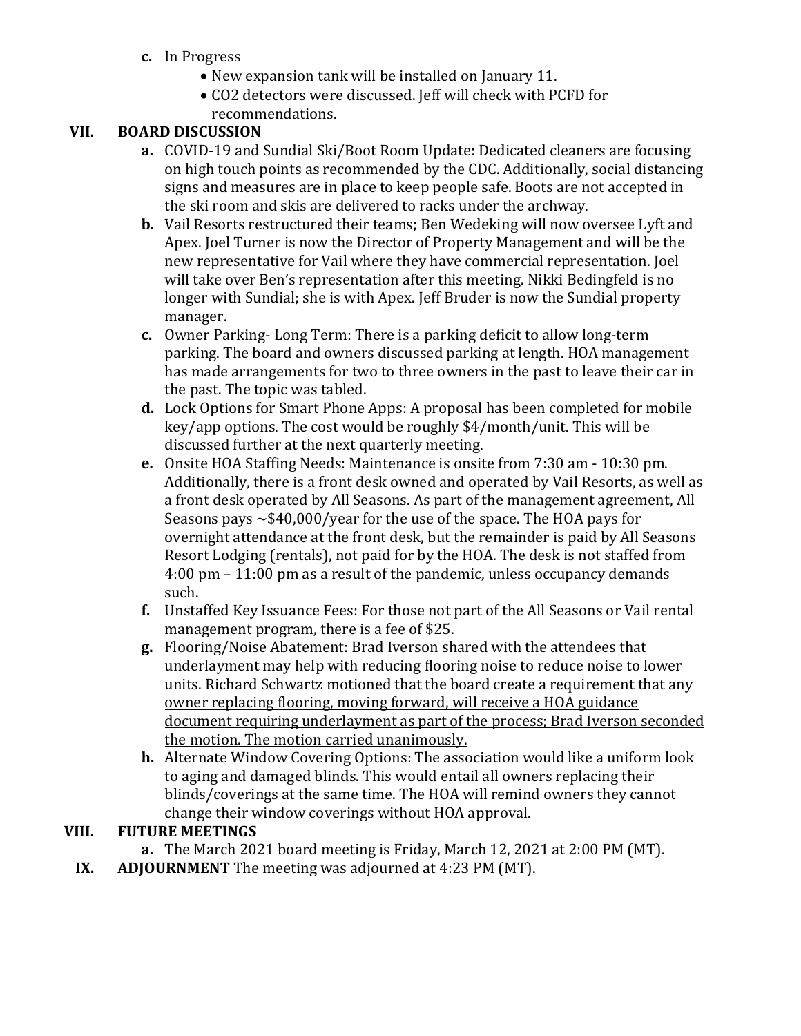c. In Progress
   - New expansion tank will be installed on January 11.
   - $CO_2$ detectors were discussed. Jeff will check with PCFD for recommendations.

## VII. BOARD DISCUSSION

a. COVID-19 and Sundial Ski/Boot Room Update: Dedicated cleaners are focusing on high touch points as recommended by the CDC. Additionally, social distancing signs and measures are in place to keep people safe. Boots are not accepted in the ski room and skis are delivered to racks under the archway.

b. Vail Resorts restructured their teams; Ben Wedeking will now oversee Lyft and Apex. Joel Turner is now the Director of Property Management and will be the new representative for Vail where they have commercial representation. Joel will take over Ben's representation after this meeting. Nikki Bedingfeld is no longer with Sundial; she is with Apex. Jeff Bruder is now the Sundial property manager.

c. Owner Parking- Long Term: There is a parking deficit to allow long-term parking. The board and owners discussed parking at length. HOA management has made arrangements for two to three owners in the past to leave their car in the past. The topic was tabled.

d. Lock Options for Smart Phone Apps: A proposal has been completed for mobile key/app options. The cost would be roughly $4/month/unit. This will be discussed further at the next quarterly meeting.

e. Onsite HOA Staffing Needs: Maintenance is onsite from 7:30 am - 10:30 pm. Additionally, there is a front desk owned and operated by Vail Resorts, as well as a front desk operated by All Seasons. As part of the management agreement, All Seasons pays ~$40,000/year for the use of the space. The HOA pays for overnight attendance at the front desk, but the remainder is paid by All Seasons Resort Lodging (rentals), not paid for by the HOA. The desk is not staffed from 4:00 pm – 11:00 pm as a result of the pandemic, unless occupancy demands such.

f. Unstaffed Key Issuance Fees: For those not part of the All Seasons or Vail rental management program, there is a fee of $25.

g. Flooring/Noise Abatement: Brad Iverson shared with the attendees that underlayment may help with reducing flooring noise to reduce noise to lower units. <u>Richard Schwartz motioned that the board create a requirement that any owner replacing flooring, moving forward, will receive a HOA guidance document requiring underlayment as part of the process; Brad Iverson seconded the motion. The motion carried unanimously.</u>

h. Alternate Window Covering Options: The association would like a uniform look to aging and damaged blinds. This would entail all owners replacing their blinds/coverings at the same time. The HOA will remind owners they cannot change their window coverings without HOA approval.

## VIII. FUTURE MEETINGS

a. The March 2021 board meeting is Friday, March 12, 2021 at 2:00 PM (MT).

## IX. ADJOURNMENT

The meeting was adjourned at 4:23 PM (MT).